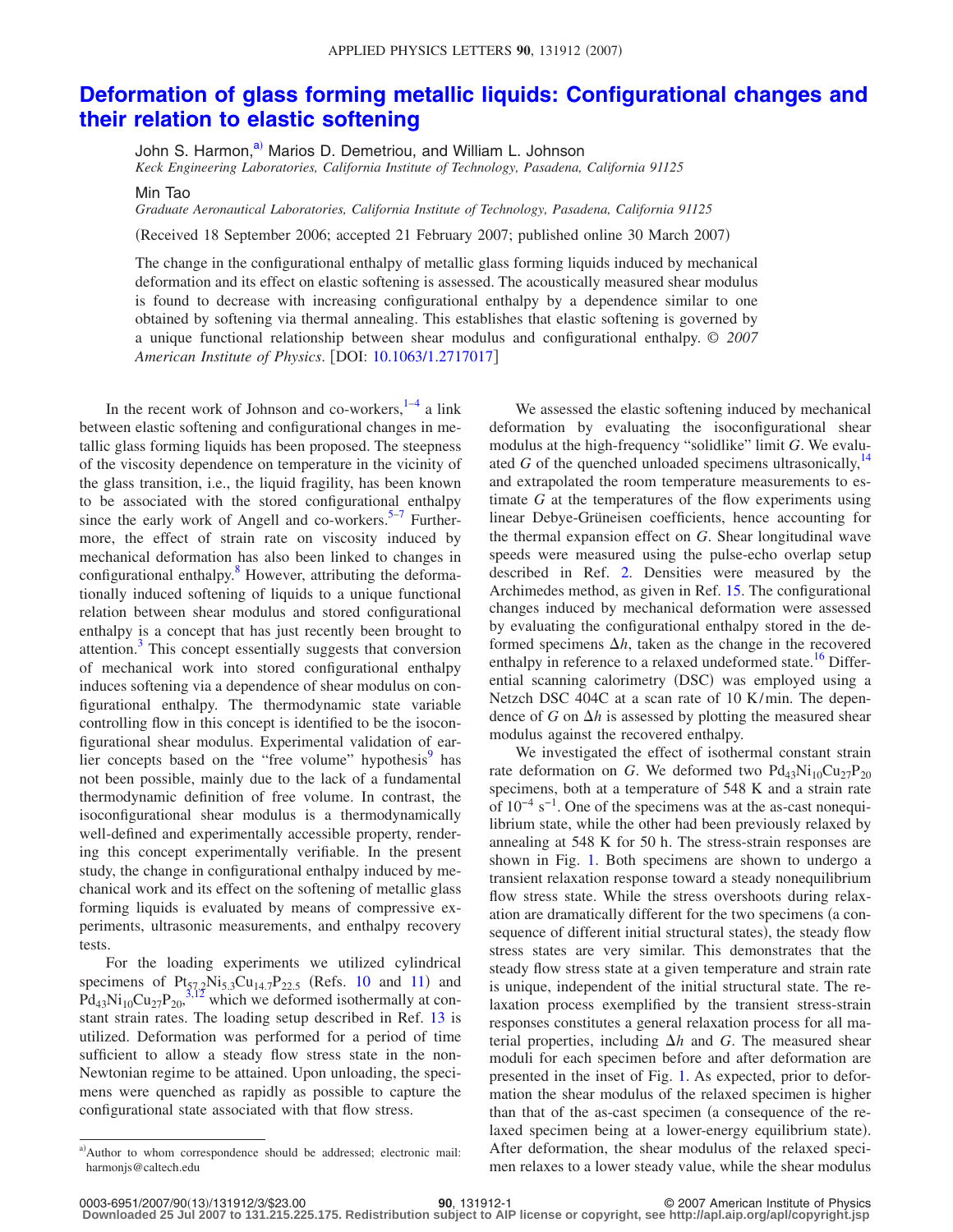# Deformation of glass forming metallic liquids: Configurational changes and their relation to elastic softening

John S. Harmon,[a] Marios D. Demetriou, and William L. Johnson

*Keck Engineering Laboratories, California Institute of Technology, Pasadena, California 91125*

Min Tao

*Graduate Aeronautical Laboratories, California Institute of Technology, Pasadena, California 91125*

(Received 18 September 2006; accepted 21 February 2007; published online 30 March 2007)

The change in the configurational enthalpy of metallic glass forming liquids induced by mechanical deformation and its effect on elastic softening is assessed. The acoustically measured shear modulus is found to decrease with increasing configurational enthalpy by a dependence similar to one obtained by softening via thermal annealing. This establishes that elastic softening is governed by a unique functional relationship between shear modulus and configurational enthalpy. © *2007 American Institute of Physics*. [DOI: 10.1063/1.2717017]

In the recent work of Johnson and co-workers,[1–4] a link between elastic softening and configurational changes in metallic glass forming liquids has been proposed. The steepness of the viscosity dependence on temperature in the vicinity of the glass transition, i.e., the liquid fragility, has been known to be associated with the stored configurational enthalpy since the early work of Angell and co-workers.[5–7] Furthermore, the effect of strain rate on viscosity induced by mechanical deformation has also been linked to changes in configurational enthalpy.[8] However, attributing the deformationally induced softening of liquids to a unique functional relation between shear modulus and stored configurational enthalpy is a concept that has just recently been brought to attention.[3] This concept essentially suggests that conversion of mechanical work into stored configurational enthalpy induces softening via a dependence of shear modulus on configurational enthalpy. The thermodynamic state variable controlling flow in this concept is identified to be the isoconfigurational shear modulus. Experimental validation of earlier concepts based on the "free volume" hypothesis[9] has not been possible, mainly due to the lack of a fundamental thermodynamic definition of free volume. In contrast, the isoconfigurational shear modulus is a thermodynamically well-defined and experimentally accessible property, rendering this concept experimentally verifiable. In the present study, the change in configurational enthalpy induced by mechanical work and its effect on the softening of metallic glass forming liquids is evaluated by means of compressive experiments, ultrasonic measurements, and enthalpy recovery tests.

For the loading experiments we utilized cylindrical specimens of $Pt_{57.2}Ni_{5.3}Cu_{14.7}P_{22.5}$ (Refs. 10 and 11) and $Pd_{43}Ni_{10}Cu_{27}P_{20}$,[3,12] which we deformed isothermally at constant strain rates. The loading setup described in Ref. 13 is utilized. Deformation was performed for a period of time sufficient to allow a steady flow stress state in the non-Newtonian regime to be attained. Upon unloading, the specimens were quenched as rapidly as possible to capture the configurational state associated with that flow stress.

We assessed the elastic softening induced by mechanical deformation by evaluating the isoconfigurational shear modulus at the high-frequency "solidlike" limit $G$. We evaluated $G$ of the quenched unloaded specimens ultrasonically,[14] and extrapolated the room temperature measurements to estimate $G$ at the temperatures of the flow experiments using linear Debye-Grüneisen coefficients, hence accounting for the thermal expansion effect on $G$. Shear longitudinal wave speeds were measured using the pulse-echo overlap setup described in Ref. 2. Densities were measured by the Archimedes method, as given in Ref. 15. The configurational changes induced by mechanical deformation were assessed by evaluating the configurational enthalpy stored in the deformed specimens $\Delta h$, taken as the change in the recovered enthalpy in reference to a relaxed undeformed state.[16] Differential scanning calorimetry (DSC) was employed using a Netzch DSC 404C at a scan rate of 10 K/min. The dependence of $G$ on $\Delta h$ is assessed by plotting the measured shear modulus against the recovered enthalpy.

We investigated the effect of isothermal constant strain rate deformation on $G$. We deformed two $Pd_{43}Ni_{10}Cu_{27}P_{20}$ specimens, both at a temperature of 548 K and a strain rate of $10^{-4}$ s$^{-1}$. One of the specimens was at the as-cast nonequilibrium state, while the other had been previously relaxed by annealing at 548 K for 50 h. The stress-strain responses are shown in Fig. 1. Both specimens are shown to undergo a transient relaxation response toward a steady nonequilibrium flow stress state. While the stress overshoots during relaxation are dramatically different for the two specimens (a consequence of different initial structural states), the steady flow stress states are very similar. This demonstrates that the steady flow stress state at a given temperature and strain rate is unique, independent of the initial structural state. The relaxation process exemplified by the transient stress-strain responses constitutes a general relaxation process for all material properties, including $\Delta h$ and $G$. The measured shear moduli for each specimen before and after deformation are presented in the inset of Fig. 1. As expected, prior to deformation the shear modulus of the relaxed specimen is higher than that of the as-cast specimen (a consequence of the relaxed specimen being at a lower-energy equilibrium state). After deformation, the shear modulus of the relaxed specimen relaxes to a lower steady value, while the shear modulus

[a]Author to whom correspondence should be addressed; electronic mail: harmonjs@caltech.edu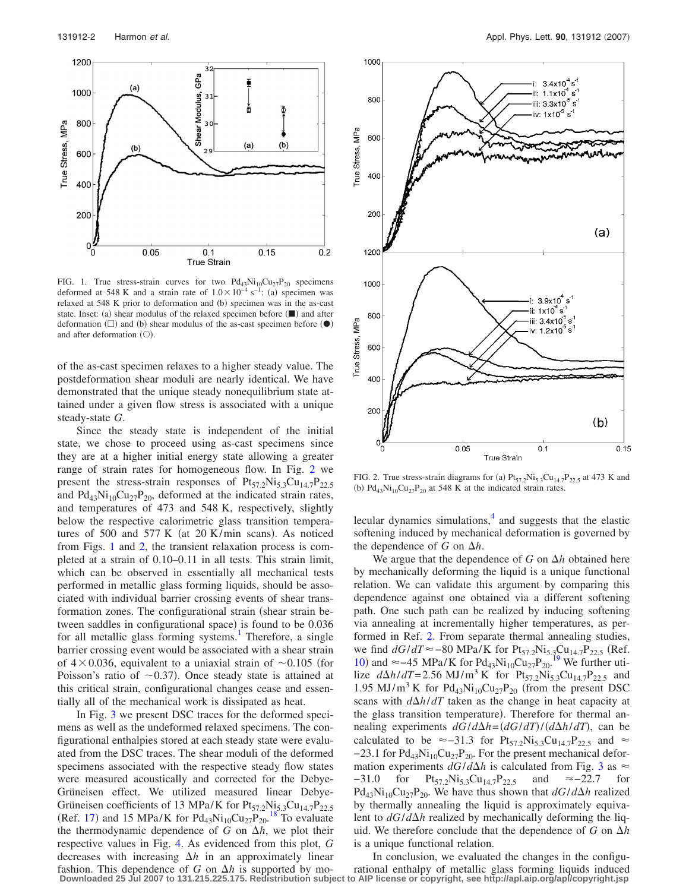FIG. 1. True stress-strain curves for two $Pd_{43}Ni_{10}Cu_{27}P_{20}$ specimens deformed at 548 K and a strain rate of $1.0\times10^{-4}$ s$^{-1}$: (a) specimen was relaxed at 548 K prior to deformation and (b) specimen was in the as-cast state. Inset: (a) shear modulus of the relaxed specimen before (■) and after deformation (□) and (b) shear modulus of the as-cast specimen before (●) and after deformation (○).

of the as-cast specimen relaxes to a higher steady value. The postdeformation shear moduli are nearly identical. We have demonstrated that the unique steady nonequilibrium state attained under a given flow stress is associated with a unique steady-state $G$.

Since the steady state is independent of the initial state, we chose to proceed using as-cast specimens since they are at a higher initial energy state allowing a greater range of strain rates for homogeneous flow. In Fig. 2 we present the stress-strain responses of $Pt_{57.2}Ni_{5.3}Cu_{14.7}P_{22.5}$ and $Pd_{43}Ni_{10}Cu_{27}P_{20}$, deformed at the indicated strain rates, and temperatures of 473 and 548 K, respectively, slightly below the respective calorimetric glass transition temperatures of 500 and 577 K (at 20 K/min scans). As noticed from Figs. 1 and 2, the transient relaxation process is completed at a strain of 0.10–0.11 in all tests. This strain limit, which can be observed in essentially all mechanical tests performed in metallic glass forming liquids, should be associated with individual barrier crossing events of shear transformation zones. The configurational strain (shear strain between saddles in configurational space) is found to be 0.036 for all metallic glass forming systems.[1] Therefore, a single barrier crossing event would be associated with a shear strain of $4\times0.036$, equivalent to a uniaxial strain of $\sim0.105$ (for Poisson's ratio of $\sim0.37$). Once steady state is attained at this critical strain, configurational changes cease and essentially all of the mechanical work is dissipated as heat.

In Fig. 3 we present DSC traces for the deformed specimens as well as the undeformed relaxed specimens. The configurational enthalpies stored at each steady state were evaluated from the DSC traces. The shear moduli of the deformed specimens associated with the respective steady flow states were measured acoustically and corrected for the Debye-Grüneisen effect. We utilized measured linear Debye-Grüneisen coefficients of 13 MPa/K for $Pt_{57.2}Ni_{5.3}Cu_{14.7}P_{22.5}$ (Ref. 17) and 15 MPa/K for $Pd_{43}Ni_{10}Cu_{27}P_{20}$.[18] To evaluate the thermodynamic dependence of $G$ on $\Delta h$, we plot their respective values in Fig. 4. As evidenced from this plot, $G$ decreases with increasing $\Delta h$ in an approximately linear fashion. This dependence of $G$ on $\Delta h$ is supported by molecular dynamics simulations,[4] and suggests that the elastic softening induced by mechanical deformation is governed by the dependence of $G$ on $\Delta h$.

FIG. 2. True stress-strain diagrams for (a) $Pt_{57.2}Ni_{5.3}Cu_{14.7}P_{22.5}$ at 473 K and (b) $Pd_{43}Ni_{10}Cu_{27}P_{20}$ at 548 K at the indicated strain rates.

We argue that the dependence of $G$ on $\Delta h$ obtained here by mechanically deforming the liquid is a unique functional relation. We can validate this argument by comparing this dependence against one obtained via a different softening path. One such path can be realized by inducing softening via annealing at incrementally higher temperatures, as performed in Ref. 2. From separate thermal annealing studies, we find $dG/dT\approx-80$ MPa/K for $Pt_{57.2}Ni_{5.3}Cu_{14.7}P_{22.5}$ (Ref. 10) and $\approx-45$ MPa/K for $Pd_{43}Ni_{10}Cu_{27}P_{20}$.[19] We further utilize $d\Delta h/dT=2.56$ MJ/m$^3$ K for $Pt_{57.2}Ni_{5.3}Cu_{14.7}P_{22.5}$ and 1.95 MJ/m$^3$ K for $Pd_{43}Ni_{10}Cu_{27}P_{20}$ (from the present DSC scans with $d\Delta h/dT$ taken as the change in heat capacity at the glass transition temperature). Therefore for thermal annealing experiments $dG/d\Delta h=(dG/dT)/(d\Delta h/dT)$, can be calculated to be $\approx-31.3$ for $Pt_{57.2}Ni_{5.3}Cu_{14.7}P_{22.5}$ and $\approx-23.1$ for $Pd_{43}Ni_{10}Cu_{27}P_{20}$. For the present mechanical deformation experiments $dG/d\Delta h$ is calculated from Fig. 3 as $\approx-31.0$ for $Pt_{57.2}Ni_{5.3}Cu_{14.7}P_{22.5}$ and $\approx-22.7$ for $Pd_{43}Ni_{10}Cu_{27}P_{20}$. We have thus shown that $dG/d\Delta h$ realized by thermally annealing the liquid is approximately equivalent to $dG/d\Delta h$ realized by mechanically deforming the liquid. We therefore conclude that the dependence of $G$ on $\Delta h$ is a unique functional relation.

In conclusion, we evaluated the changes in the configurational enthalpy of metallic glass forming liquids induced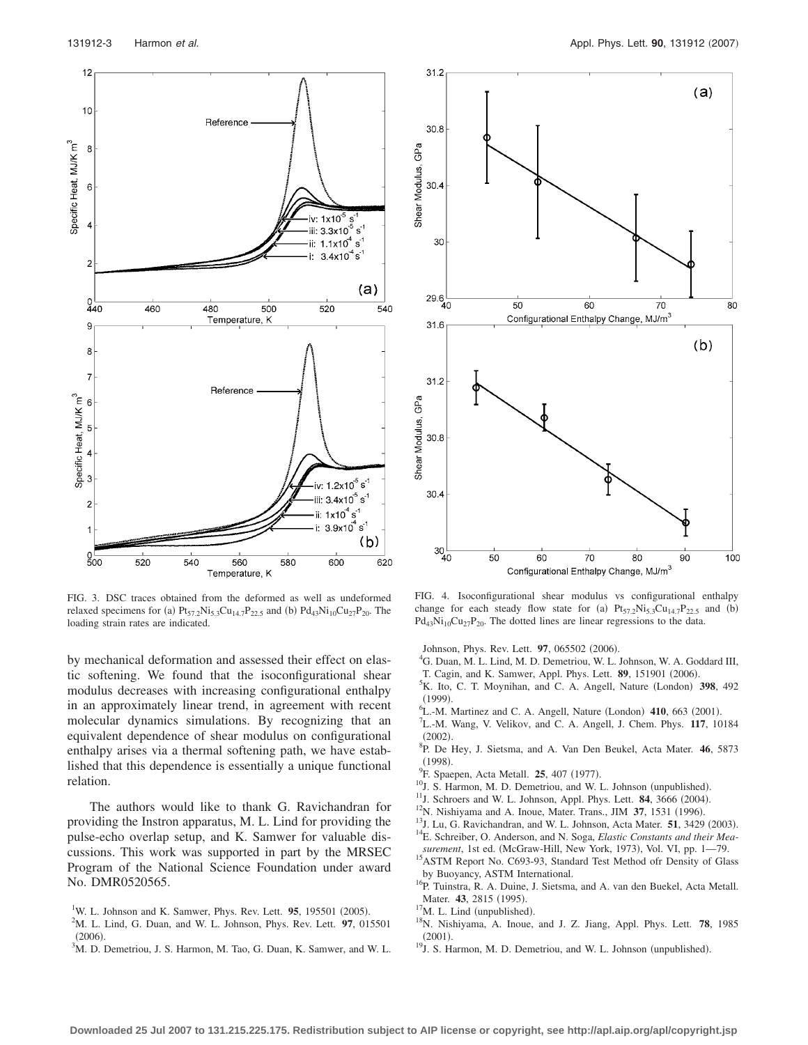Specific Heat, MJ/K m$^3$

Reference

iv: $1\times10^{-5}$ s$^{-1}$

iii: $3.3\times10^{-5}$ s$^{-1}$

ii: $1.1\times10^{-4}$ s$^{-1}$

i: $3.4\times10^{-4}$ s$^{-1}$

(a)

Temperature, K

Specific Heat, MJ/K m$^3$

Reference

iv: $1.2\times10^{-5}$ s$^{-1}$

iii: $3.4\times10^{-5}$ s$^{-1}$

ii: $1\times10^{-4}$ s$^{-1}$

i: $3.9\times10^{-4}$ s$^{-1}$

(b)

Temperature, K

FIG. 3. DSC traces obtained from the deformed as well as undeformed relaxed specimens for (a) $Pt_{57.2}Ni_{5.3}Cu_{14.7}P_{22.5}$ and (b) $Pd_{43}Ni_{10}Cu_{27}P_{20}$. The loading strain rates are indicated.

Shear Modulus, GPa

(a)

Configurational Enthalpy Change, MJ/m$^3$

Shear Modulus, GPa

(b)

Configurational Enthalpy Change, MJ/m$^3$

FIG. 4. Isoconfigurational shear modulus vs configurational enthalpy change for each steady flow state for (a) $Pt_{57.2}Ni_{5.3}Cu_{14.7}P_{22.5}$ and (b) $Pd_{43}Ni_{10}Cu_{27}P_{20}$. The dotted lines are linear regressions to the data.

by mechanical deformation and assessed their effect on elastic softening. We found that the isoconfigurational shear modulus decreases with increasing configurational enthalpy in an approximately linear trend, in agreement with recent molecular dynamics simulations. By recognizing that an equivalent dependence of shear modulus on configurational enthalpy arises via a thermal softening path, we have established that this dependence is essentially a unique functional relation.

The authors would like to thank G. Ravichandran for providing the Instron apparatus, M. L. Lind for providing the pulse-echo overlap setup, and K. Samwer for valuable discussions. This work was supported in part by the MRSEC Program of the National Science Foundation under award No. DMR0520565.

[1] W. L. Johnson and K. Samwer, Phys. Rev. Lett. **95**, 195501 (2005).

[2] M. L. Lind, G. Duan, and W. L. Johnson, Phys. Rev. Lett. **97**, 015501 (2006).

[3] M. D. Demetriou, J. S. Harmon, M. Tao, G. Duan, K. Samwer, and W. L. Johnson, Phys. Rev. Lett. **97**, 065502 (2006).

[4] G. Duan, M. L. Lind, M. D. Demetriou, W. L. Johnson, W. A. Goddard III, T. Cagin, and K. Samwer, Appl. Phys. Lett. **89**, 151901 (2006).

[5] K. Ito, C. T. Moynihan, and C. A. Angell, Nature (London) **398**, 492 (1999).

[6] L.-M. Martinez and C. A. Angell, Nature (London) **410**, 663 (2001).

[7] L.-M. Wang, V. Velikov, and C. A. Angell, J. Chem. Phys. **117**, 10184 (2002).

[8] P. De Hey, J. Sietsma, and A. Van Den Beukel, Acta Mater. **46**, 5873 (1998).

[9] F. Spaepen, Acta Metall. **25**, 407 (1977).

[10] J. S. Harmon, M. D. Demetriou, and W. L. Johnson (unpublished).

[11] J. Schroers and W. L. Johnson, Appl. Phys. Lett. **84**, 3666 (2004).

[12] N. Nishiyama and A. Inoue, Mater. Trans., JIM **37**, 1531 (1996).

[13] J. Lu, G. Ravichandran, and W. L. Johnson, Acta Mater. **51**, 3429 (2003).

[14] E. Schreiber, O. Anderson, and N. Soga, *Elastic Constants and their Measurement*, 1st ed. (McGraw-Hill, New York, 1973), Vol. VI, pp. 1—79.

[15] ASTM Report No. C693-93, Standard Test Method ofr Density of Glass by Buoyancy, ASTM International.

[16] P. Tuinstra, R. A. Duine, J. Sietsma, and A. van den Buekel, Acta Metall. Mater. **43**, 2815 (1995).

[17] M. L. Lind (unpublished).

[18] N. Nishiyama, A. Inoue, and J. Z. Jiang, Appl. Phys. Lett. **78**, 1985 (2001).

[19] J. S. Harmon, M. D. Demetriou, and W. L. Johnson (unpublished).